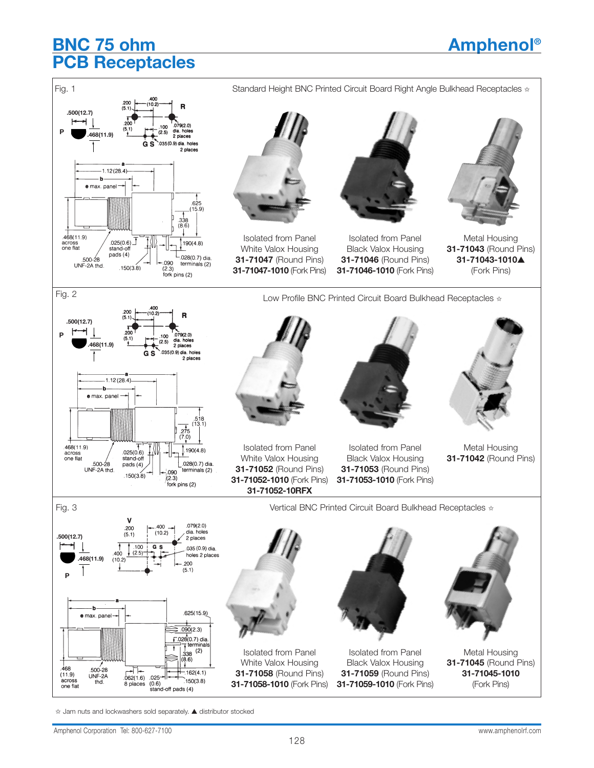# BNC 75 ohm PCB Receptacles

Amphenol®

## Fig. 1

Standard Height BNC Printed Circuit Board Right Angle Bulkhead Receptacles ☆

| Isolated from Panel White Valox Housing | Isolated from Panel Black Valox Housing | Metal Housing |
|---|---|---|
| **31-71047** (Round Pins) | **31-71046** (Round Pins) | **31-71043** (Round Pins) |
| **31-71047-1010** (Fork Pins) | **31-71046-1010** (Fork Pins) | **31-71043-1010▲** (Fork Pins) |

## Fig. 2

Low Profile BNC Printed Circuit Board Bulkhead Receptacles ☆

| Isolated from Panel White Valox Housing | Isolated from Panel Black Valox Housing | Metal Housing |
|---|---|---|
| **31-71052** (Round Pins) | **31-71053** (Round Pins) | **31-71042** (Round Pins) |
| **31-71052-1010** (Fork Pins) | **31-71053-1010** (Fork Pins) | |
| **31-71052-10RFX** | | |

## Fig. 3

Vertical BNC Printed Circuit Board Bulkhead Receptacles ☆

| Isolated from Panel White Valox Housing | Isolated from Panel Black Valox Housing | Metal Housing |
|---|---|---|
| **31-71058** (Round Pins) | **31-71059** (Round Pins) | **31-71045** (Round Pins) |
| **31-71058-1010** (Fork Pins) | **31-71059-1010** (Fork Pins) | **31-71045-1010** (Fork Pins) |

☆ Jam nuts and lockwashers sold separately. ▲ distributor stocked

Amphenol Corporation Tel: 800-627-7100 www.amphenolrf.com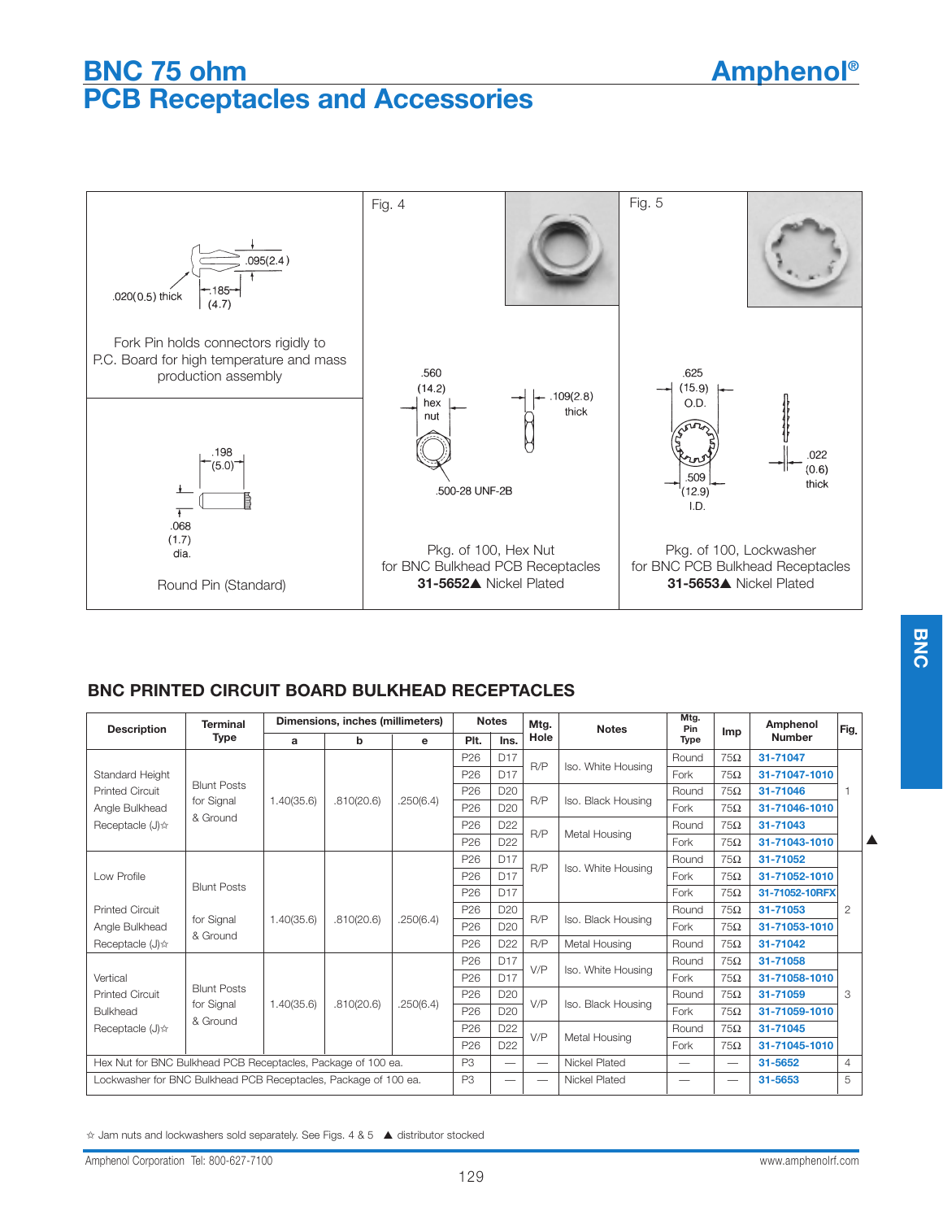# BNC 75 ohm
# PCB Receptacles and Accessories

Amphenol®

.095(2.4)
.020(0.5) thick
.185
(4.7)

Fork Pin holds connectors rigidly to P.C. Board for high temperature and mass production assembly

.198
(5.0)
.068
(1.7)
dia.

Round Pin (Standard)

Fig. 4

.560
(14.2)
hex
nut

.109(2.8)
thick

.500-28 UNF-2B

Pkg. of 100, Hex Nut
for BNC Bulkhead PCB Receptacles
**31-5652▲** Nickel Plated

Fig. 5

.625
(15.9)
O.D.

.509
(12.9)
I.D.

.022
(0.6)
thick

Pkg. of 100, Lockwasher
for BNC PCB Bulkhead Receptacles
**31-5653▲** Nickel Plated

## BNC PRINTED CIRCUIT BOARD BULKHEAD RECEPTACLES

| Description | Terminal Type | Dimensions, inches (millimeters) | | | Notes | | Mtg. Hole | Notes | Mtg. Pin Type | Imp | Amphenol Number | Fig. |
|---|---|---|---|---|---|---|---|---|---|---|---|---|
| | | a | b | e | Plt. | Ins. | | | | | | |
| Standard Height Printed Circuit Angle Bulkhead Receptacle (J)☆ | Blunt Posts for Signal & Ground | 1.40(35.6) | .810(20.6) | .250(6.4) | P26 | D17 | R/P | Iso. White Housing | Round | 75Ω | **31-71047** | 1 |
| | | | | | P26 | D17 | | | Fork | 75Ω | **31-71047-1010** | |
| | | | | | P26 | D20 | R/P | Iso. Black Housing | Round | 75Ω | **31-71046** | |
| | | | | | P26 | D20 | | | Fork | 75Ω | **31-71046-1010** | |
| | | | | | P26 | D22 | R/P | Metal Housing | Round | 75Ω | **31-71043** | |
| | | | | | P26 | D22 | | | Fork | 75Ω | **31-71043-1010** | ▲ |
| Low Profile Printed Circuit Angle Bulkhead Receptacle (J)☆ | Blunt Posts for Signal & Ground | 1.40(35.6) | .810(20.6) | .250(6.4) | P26 | D17 | R/P | Iso. White Housing | Round | 75Ω | **31-71052** | 2 |
| | | | | | P26 | D17 | | | Fork | 75Ω | **31-71052-1010** | |
| | | | | | P26 | D17 | | | Fork | 75Ω | **31-71052-10RFX** | |
| | | | | | P26 | D20 | R/P | Iso. Black Housing | Round | 75Ω | **31-71053** | |
| | | | | | P26 | D20 | | | Fork | 75Ω | **31-71053-1010** | |
| | | | | | P26 | D22 | R/P | Metal Housing | Round | 75Ω | **31-71042** | |
| Vertical Printed Circuit Bulkhead Receptacle (J)☆ | Blunt Posts for Signal & Ground | 1.40(35.6) | .810(20.6) | .250(6.4) | P26 | D17 | V/P | Iso. White Housing | Round | 75Ω | **31-71058** | 3 |
| | | | | | P26 | D17 | | | Fork | 75Ω | **31-71058-1010** | |
| | | | | | P26 | D20 | V/P | Iso. Black Housing | Round | 75Ω | **31-71059** | |
| | | | | | P26 | D20 | | | Fork | 75Ω | **31-71059-1010** | |
| | | | | | P26 | D22 | V/P | Metal Housing | Round | 75Ω | **31-71045** | |
| | | | | | P26 | D22 | | | Fork | 75Ω | **31-71045-1010** | |
| Hex Nut for BNC Bulkhead PCB Receptacles, Package of 100 ea. | | | | | P3 | — | — | Nickel Plated | — | — | **31-5652** | 4 |
| Lockwasher for BNC Bulkhead PCB Receptacles, Package of 100 ea. | | | | | P3 | — | — | Nickel Plated | — | — | **31-5653** | 5 |

☆ Jam nuts and lockwashers sold separately. See Figs. 4 & 5 ▲ distributor stocked

BNC